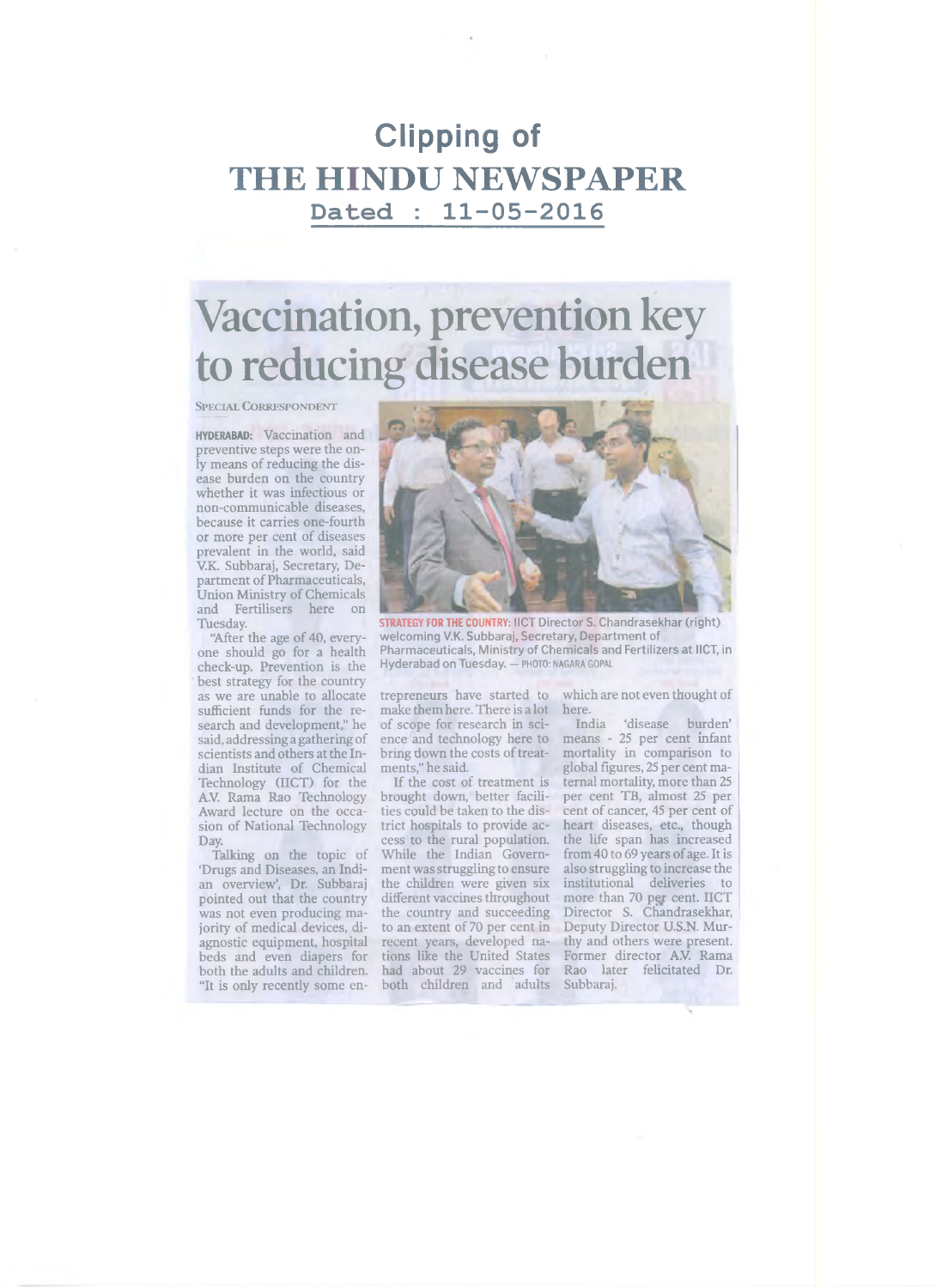# Clipping of THE HINDU NEWSPAPER

**Dated : 11-05-2016**

# Vaccination, prevention key to reducing disease burden

SPECIAL CORRESPONDENT

**HYDERABAD:** Vaccination and preventive steps were the only means of reducing the disease burden on the country whether it was infectious or non-communicable diseases, because it carries one-fourth or more per cent of diseases prevalent in the world, said V.K. Subbaraj, Secretary, Department of Pharmaceuticals, Union Ministry of Chemicals and Fertilisers here on Tuesday.

"After the age of 40, everyone should go for a health check-up. Prevention is the best strategy for the country as we are unable to allocate sufficient funds for the research and development," he said, addressing a gathering of scientists and others at the Indian Institute of Chemical Technology (IICT) for the A.V. Rama Rao Technology Award lecture on the occasion of National Technology Day.

Talking on the topic of 'Drugs and Diseases, an Indian overview', Dr. Subbaraj pointed out that the country was not even producing majority of medical devices, diagnostic equipment, hospital beds and even diapers for both the adults and children. "It is only recently some entrepreneurs have started to make them here. There is a lot of scope for research in science and technology here to bring down the costs of treatments," he said.

If the cost of treatment is brought down, better facilities could be taken to the district hospitals to provide access to the rural population. While the Indian Government was struggling to ensure the children were given six different vaccines throughout the country and succeeding to an extent of 70 per cent in recent years, developed nations like the United States had about 29 vaccines for both children and adults which are not even thought of here.

India 'disease burden' means - 25 per cent infant mortality in comparison to global figures, 25 per cent maternal mortality, more than 25 per cent TB, almost 25 per cent of cancer, 45 per cent of heart diseases, etc., though the life span has increased from 40 to 69 years of age. It is also struggling to increase the institutional deliveries to more than 70 per cent. IICT Director S. Chandrasekhar, Deputy Director U.S.N. Murthy and others were present. Former director A.V. Rama Rao later felicitated Dr. Subbaraj.

**STRATEGY FOR THE COUNTRY:** IICT Director S. Chandrasekhar (right) welcoming V.K. Subbaraj, Secretary, Department of Pharmaceuticals, Ministry of Chemicals and Fertilizers at IICT, in Hyderabad on Tuesday. — PHOTO: NAGARA GOPAL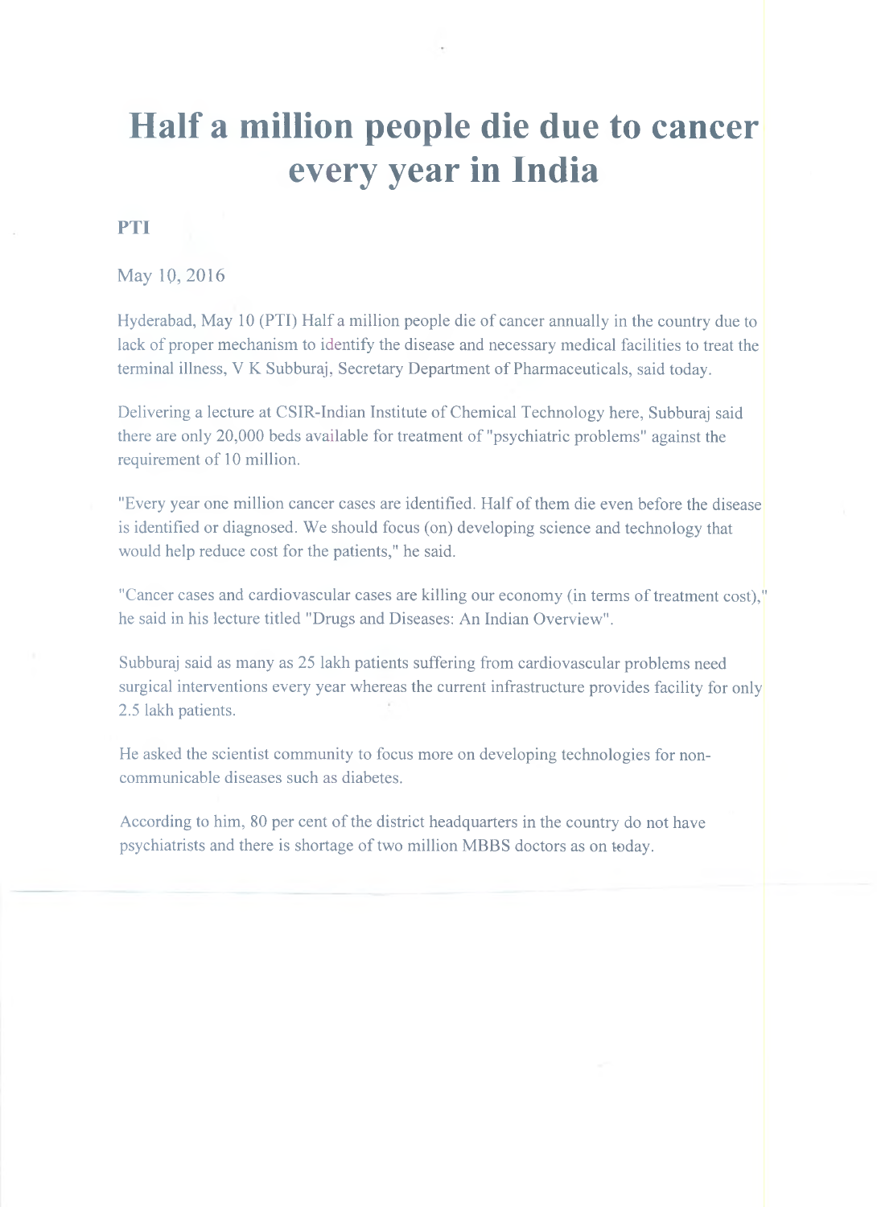# Half a million people die due to cancer every year in India

**PTI**

May 10, 2016

Hyderabad, May 10 (PTI) Half a million people die of cancer annually in the country due to lack of proper mechanism to identify the disease and necessary medical facilities to treat the terminal illness, V K Subburaj, Secretary Department of Pharmaceuticals, said today.

Delivering a lecture at CSIR-Indian Institute of Chemical Technology here, Subburaj said there are only 20,000 beds available for treatment of "psychiatric problems" against the requirement of 10 million.

"Every year one million cancer cases are identified. Half of them die even before the disease is identified or diagnosed. We should focus (on) developing science and technology that would help reduce cost for the patients," he said.

"Cancer cases and cardiovascular cases are killing our economy (in terms of treatment cost)," he said in his lecture titled "Drugs and Diseases: An Indian Overview".

Subburaj said as many as 25 lakh patients suffering from cardiovascular problems need surgical interventions every year whereas the current infrastructure provides facility for only 2.5 lakh patients.

He asked the scientist community to focus more on developing technologies for non-communicable diseases such as diabetes.

According to him, 80 per cent of the district headquarters in the country do not have psychiatrists and there is shortage of two million MBBS doctors as on today.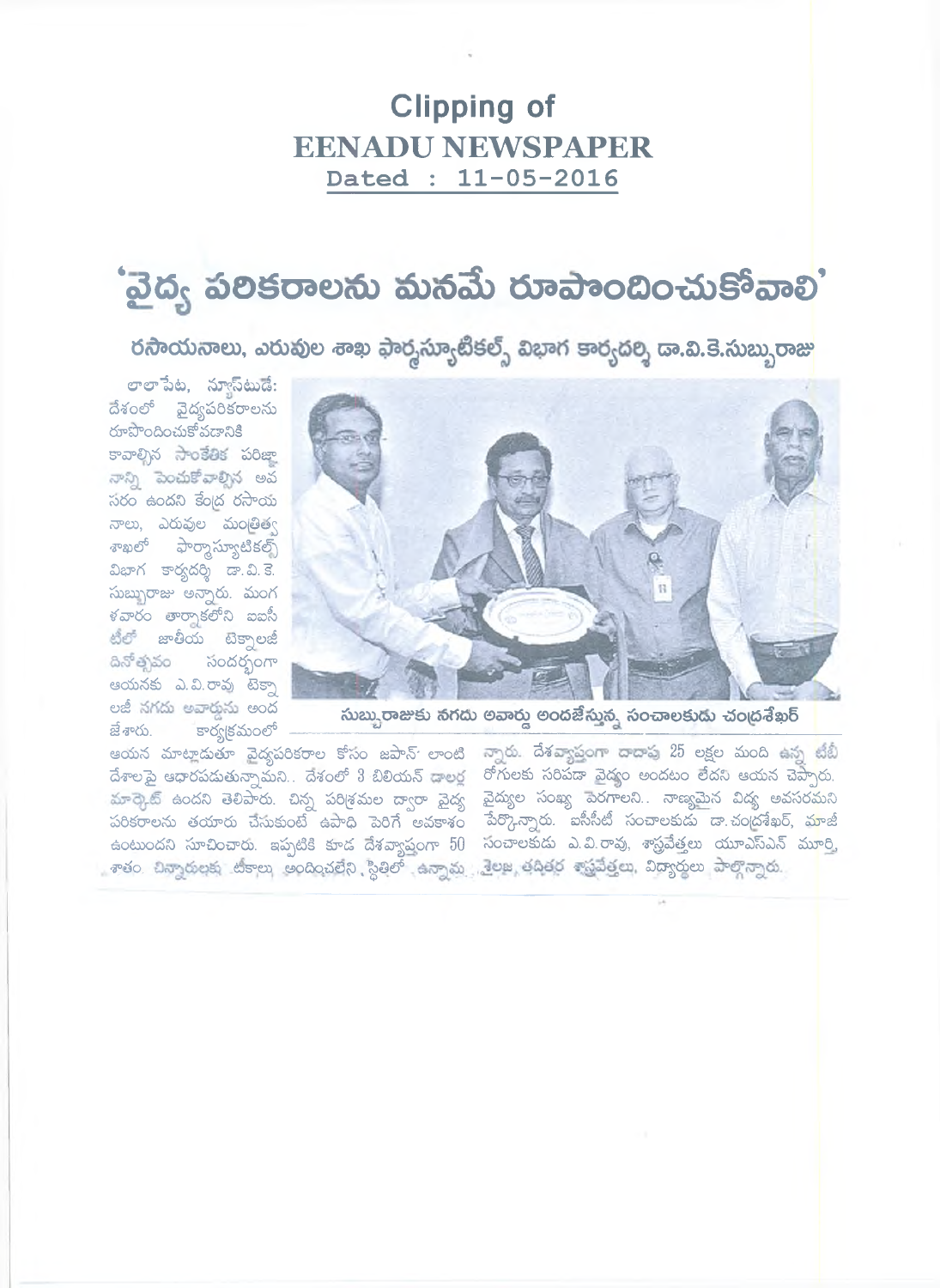# Clipping of
# EENADU NEWSPAPER
**Dated : 11-05-2016**

# 'వైద్య పరికరాలను మనమే రూపొందించుకోవాలి'

## రసాయనాలు, ఎరువుల శాఖ ఫార్మస్యూటికల్స్ విభాగ కార్యదర్శి డా.వి.కె.సుబ్బురాజు

లాలాపేట, న్యూస్‌టుడే: దేశంలో వైద్యపరికరాలను రూపొందించుకోవడానికి కావాల్సిన సాంకేతిక పరిజ్ఞానాన్ని పెంచుకోవాల్సిన అవసరం ఉందని కేంద్ర రసాయనాలు, ఎరువుల మంత్రిత్వ శాఖలో ఫార్మాస్యూటికల్స్ విభాగ కార్యదర్శి డా.వి.కె. సుబ్బురాజు అన్నారు. మంగళవారం తార్నాకలోని ఐఐసీటీలో జాతీయ టెక్నాలజీ దినోత్సవం సందర్భంగా ఆయనకు ఎ.వి.రావు టెక్నాలజీ నగదు అవార్డును అందజేశారు. కార్యక్రమంలో ఆయన మాట్లాడుతూ వైద్యపరికరాల కోసం జపాన్ లాంటి దేశాలపై ఆధారపడుతున్నామని.. దేశంలో 3 బిలియన్ డాలర్ల మార్కెట్ ఉందని తెలిపారు. చిన్న పరిశ్రమల ద్వారా వైద్య పరికరాలను తయారు చేసుకుంటే ఉపాధి పెరిగే అవకాశం ఉంటుందని సూచించారు. ఇప్పటికి కూడ దేశవ్యాప్తంగా 50 శాతం చిన్నారులకు టీకాలు అందించలేని స్థితిలో ఉన్నామన్నారు. దేశవ్యాప్తంగా దాదాపు 25 లక్షల మంది ఉన్న టీబీ రోగులకు సరిపడా వైద్యం అందటం లేదని ఆయన చెప్పారు. వైద్యుల సంఖ్య పెరగాలని.. నాణ్యమైన విద్య అవసరమని పేర్కొన్నారు. ఐఐసీటీ సంచాలకుడు డా.చంద్రశేఖర్, మాజీ సంచాలకుడు ఎ.వి.రావు, శాస్త్రవేత్తలు యూఎస్ఎన్ మూర్తి, శైలజ, తదితర శాస్త్రవేత్తలు, విద్యార్థులు పాల్గొన్నారు.

సుబ్బురాజుకు నగదు అవార్డు అందజేస్తున్న సంచాలకుడు చంద్రశేఖర్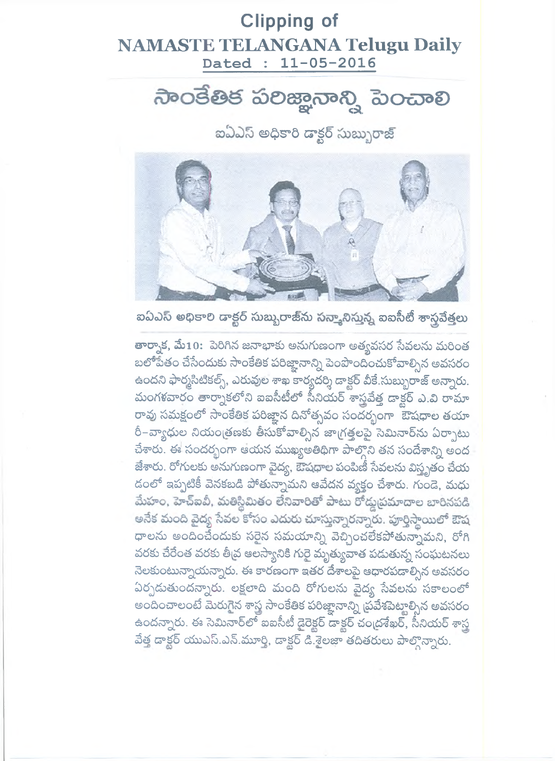# Clipping of NAMASTE TELANGANA Telugu Daily

Dated : 11-05-2016

## సాంకేతిక పరిజ్ఞానాన్ని పెంచాలి

### ఐఏఎస్ అధికారి డాక్టర్ సుబ్బురాజ్

ఐఏఎస్ అధికారి డాక్టర్ సుబ్బురాజ్‌ను సన్మానిస్తున్న ఐఐసీటీ శాస్త్రవేత్తలు

**తార్నాక, మే10:** పెరిగిన జనాభాకు అనుగుణంగా అత్యవసర సేవలను మరింత బలోపేతం చేసేందుకు సాంకేతిక పరిజ్ఞానాన్ని పెంపొందించుకోవాల్సిన అవసరం ఉందని ఫార్మసిటికల్స్, ఎరువుల శాఖ కార్యదర్శి డాక్టర్ వీకే.సుబ్బురాజ్ అన్నారు. మంగళవారం తార్నాకలోని ఐఐసీటీలో సీనియర్ శాస్త్రవేత్త డాక్టర్ ఎ.వి రామా రావు సమక్షంలో సాంకేతిక పరిజ్ఞాన దినోత్సవం సందర్భంగా ఔషధాల తయారీ-వ్యాధుల నియంత్రణకు తీసుకోవాల్సిన జాగ్రత్తలపై సెమినార్‌ను ఏర్పాటు చేశారు. ఈ సందర్భంగా ఆయన ముఖ్యఅతిథిగా పాల్గొని తన సందేశాన్ని అందజేశారు. రోగులకు అనుగుణంగా వైద్య, ఔషధాల పంపిణీ సేవలను విస్తృతం చేయడంలో ఇప్పటికీ వెనకబడి పోతున్నామని ఆవేదన వ్యక్తం చేశారు. గుండె, మధుమేహం, హెచ్‌ఐవీ, మతిస్థిమితం లేనివారితో పాటు రోడ్డుప్రమాదాల బారినపడి అనేక మంది వైద్య సేవల కోసం ఎదురు చూస్తున్నారన్నారు. పూర్తిస్థాయిలో ఔషధాలను అందించేందుకు సరైన సమయాన్ని వెచ్చించలేకపోతున్నామని, రోగి వరకు చేరేంత వరకు తీవ్ర ఆలస్యానికి గురై మృత్యువాత పడుతున్న సంఘటనలు నెలకుంటున్నాయన్నారు. ఈ కారణంగా ఇతర దేశాలపై ఆధారపడాల్సిన అవసరం ఏర్పడుతుందన్నారు. లక్షలాది మంది రోగులను వైద్య సేవలను సకాలంలో అందించాలంటే మెరుగైన శాస్త్ర సాంకేతిక పరిజ్ఞానాన్ని ప్రవేశపెట్టాల్సిన అవసరం ఉందన్నారు. ఈ సెమినార్‌లో ఐఐసీటీ డైరెక్టర్ డాక్టర్ చంద్రశేఖర్, సీనియర్ శాస్త్రవేత్త డాక్టర్ యుఎస్.ఎన్.మూర్తి, డాక్టర్ డి.శైలజా తదితరులు పాల్గొన్నారు.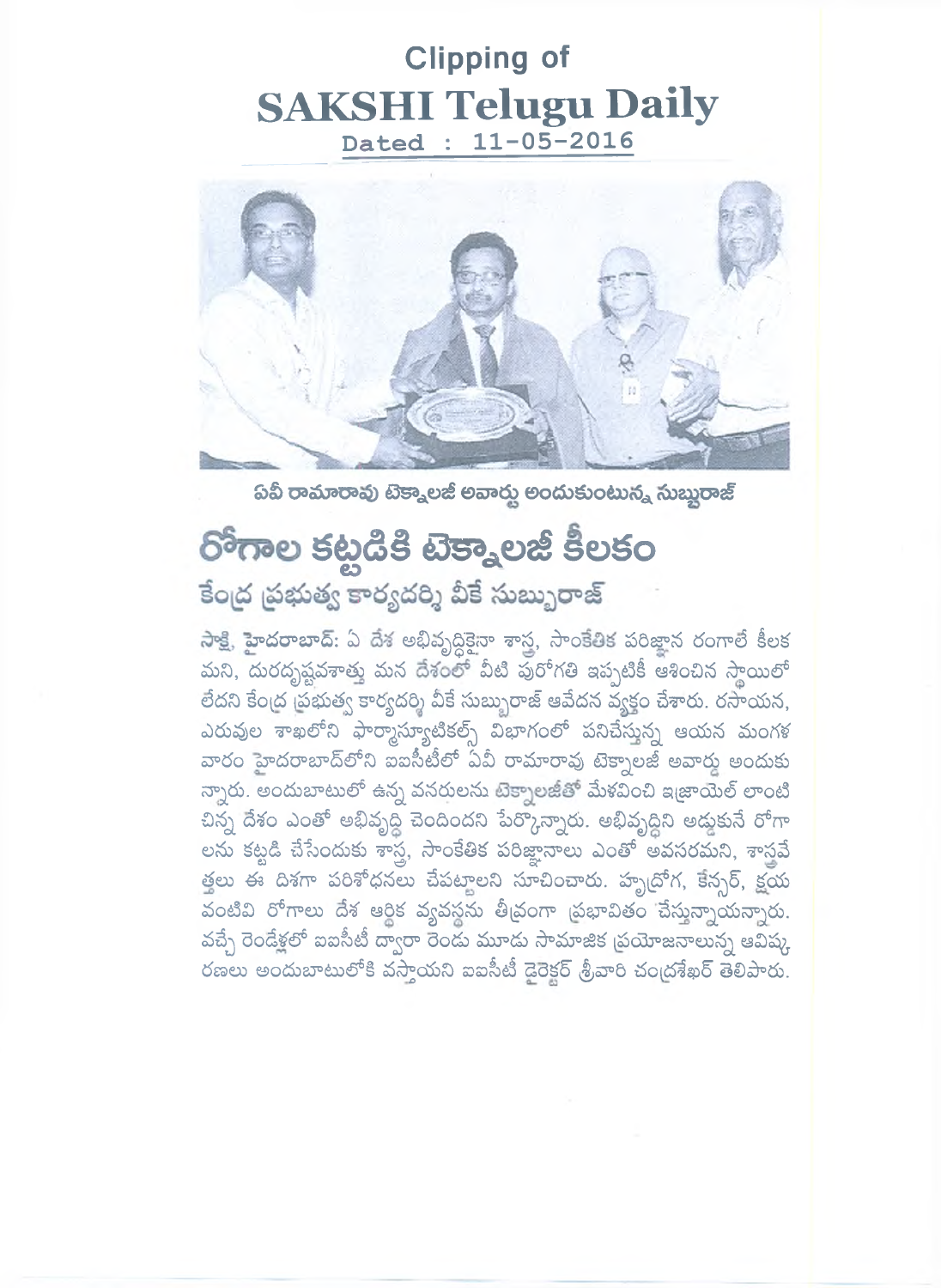# Clipping of

# SAKSHI Telugu Daily

Dated : 11-05-2016

ఏవీ రామారావు టెక్నాలజీ అవార్డు అందుకుంటున్న సుబ్బురాజ్

## రోగాల కట్టడికి టెక్నాలజీ కీలకం

### కేంద్ర ప్రభుత్వ కార్యదర్శి వీకే సుబ్బురాజ్

సాక్షి, హైదరాబాద్: ఏ దేశ అభివృద్ధికైనా శాస్త్ర, సాంకేతిక పరిజ్ఞాన రంగాలే కీలకమని, దురదృష్టవశాత్తు మన దేశంలో వీటి పురోగతి ఇప్పటికీ ఆశించిన స్థాయిలో లేదని కేంద్ర ప్రభుత్వ కార్యదర్శి వీకే సుబ్బురాజ్ ఆవేదన వ్యక్తం చేశారు. రసాయన, ఎరువుల శాఖలోని ఫార్మాస్యూటికల్స్ విభాగంలో పనిచేస్తున్న ఆయన మంగళవారం హైదరాబాద్‌లోని ఐఐసీటీలో ఏవీ రామారావు టెక్నాలజీ అవార్డు అందుకున్నారు. అందుబాటులో ఉన్న వనరులను టెక్నాలజీతో మేళవించి ఇజ్రాయెల్ లాంటి చిన్న దేశం ఎంతో అభివృద్ధి చెందిందని పేర్కొన్నారు. అభివృద్ధిని అడ్డుకునే రోగాలను కట్టడి చేసేందుకు శాస్త్ర, సాంకేతిక పరిజ్ఞానాలు ఎంతో అవసరమని, శాస్త్రవేత్తలు ఈ దిశగా పరిశోధనలు చేపట్టాలని సూచించారు. హృద్రోగ, కేన్సర్, క్షయ వంటివి రోగాలు దేశ ఆర్థిక వ్యవస్థను తీవ్రంగా ప్రభావితం చేస్తున్నాయన్నారు. వచ్చే రెండేళ్లలో ఐఐసీటీ ద్వారా రెండు మూడు సామాజిక ప్రయోజనాలున్న ఆవిష్కరణలు అందుబాటులోకి వస్తాయని ఐఐసీటీ డైరెక్టర్ శ్రీవారి చంద్రశేఖర్ తెలిపారు.